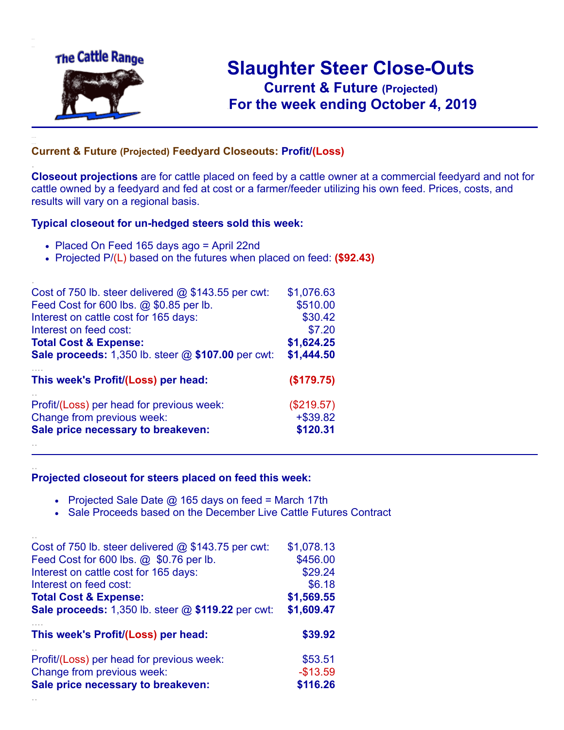The Cattle Range

# Slaughter Steer Close-Outs

## Current & Future (Projected)

## For the week ending October 4, 2019

**Current & Future (Projected) Feedyard Closeouts: Profit/(Loss)**

**Closeout projections** are for cattle placed on feed by a cattle owner at a commercial feedyard and not for cattle owned by a feedyard and fed at cost or a farmer/feeder utilizing his own feed. Prices, costs, and results will vary on a regional basis.

### Typical closeout for un-hedged steers sold this week:

- Placed On Feed 165 days ago = April 22nd
- Projected P/(L) based on the futures when placed on feed: **($92.43)**

| | |
|---|---|
| Cost of 750 lb. steer delivered @ $143.55 per cwt: | $1,076.63 |
| Feed Cost for 600 lbs. @ $0.85 per lb. | $510.00 |
| Interest on cattle cost for 165 days: | $30.42 |
| Interest on feed cost: | $7.20 |
| **Total Cost & Expense:** | **$1,624.25** |
| **Sale proceeds:** 1,350 lb. steer @ **$107.00** per cwt: | **$1,444.50** |
| **This week's Profit/(Loss) per head:** | **($179.75)** |
| Profit/(Loss) per head for previous week: | ($219.57) |
| Change from previous week: | +$39.82 |
| **Sale price necessary to breakeven:** | **$120.31** |

### Projected closeout for steers placed on feed this week:

- Projected Sale Date @ 165 days on feed = March 17th
- Sale Proceeds based on the December Live Cattle Futures Contract

| | |
|---|---|
| Cost of 750 lb. steer delivered @ $143.75 per cwt: | $1,078.13 |
| Feed Cost for 600 lbs. @ $0.76 per lb. | $456.00 |
| Interest on cattle cost for 165 days: | $29.24 |
| Interest on feed cost: | $6.18 |
| **Total Cost & Expense:** | **$1,569.55** |
| **Sale proceeds:** 1,350 lb. steer @ **$119.22** per cwt: | **$1,609.47** |
| **This week's Profit/(Loss) per head:** | **$39.92** |
| Profit/(Loss) per head for previous week: | $53.51 |
| Change from previous week: | -$13.59 |
| **Sale price necessary to breakeven:** | **$116.26** |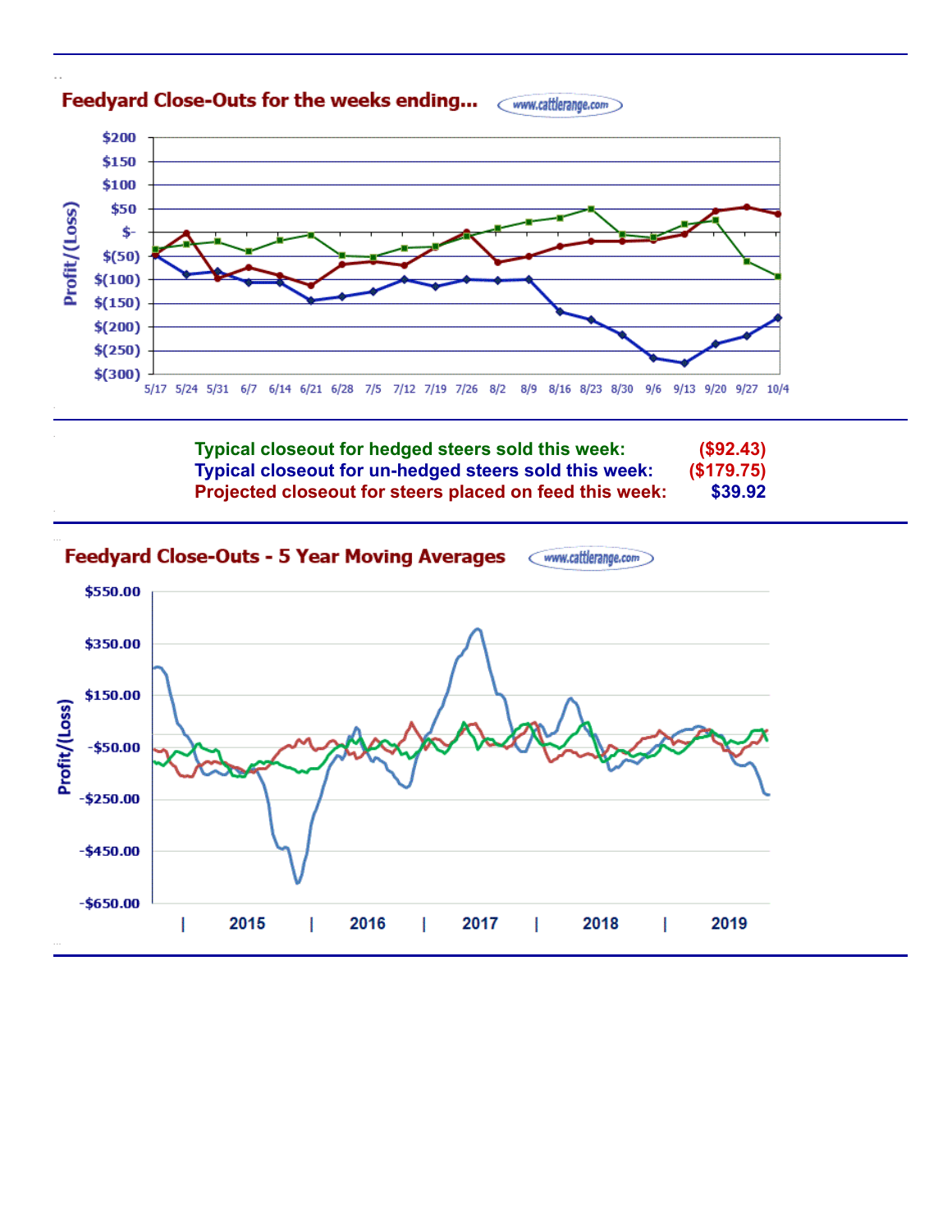## Feedyard Close-Outs for the weeks ending...

www.cattlerange.com

Profit/(Loss)

$200
$150
$100
$50
$-
$(50)
$(100)
$(150)
$(200)
$(250)
$(300)

5/17 5/24 5/31 6/7 6/14 6/21 6/28 7/5 7/12 7/19 7/26 8/2 8/9 8/16 8/23 8/30 9/6 9/13 9/20 9/27 10/4

| | |
|---|---|
| Typical closeout for hedged steers sold this week: | ($92.43) |
| Typical closeout for un-hedged steers sold this week: | ($179.75) |
| Projected closeout for steers placed on feed this week: | $39.92 |

## Feedyard Close-Outs - 5 Year Moving Averages

www.cattlerange.com

Profit/(Loss)

$550.00
$350.00
$150.00
-$50.00
-$250.00
-$450.00
-$650.00

2015 2016 2017 2018 2019